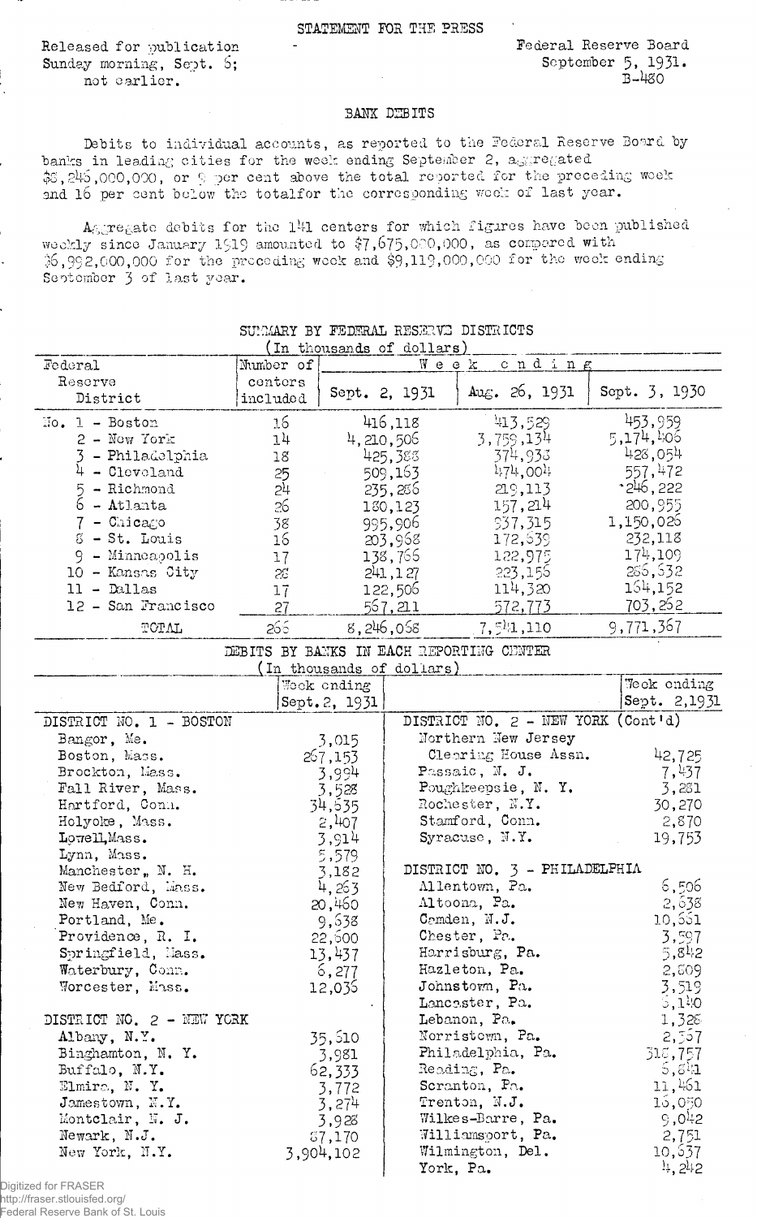STATEMENT FOR THE PRESS

Released for publication Sunday morning, Sept. 6; not earlier.

Federal Reserve Board
September 5, 1931.
B-480

## BANK DEBITS

Debits to individual accounts, as reported to the Federal Reserve Board by banks in leading cities for the week ending September 2, aggregated $8,246,000,000, or 9 per cent above the total reported for the preceding week and 16 per cent below the totalfor the corresponding week of last year.

Aggregate debits for the 141 centers for which figures have been published weekly since January 1919 amounted to $7,675,000,000, as compared with $6,992,000,000 for the preceding week and $9,119,000,000 for the week ending September 3 of last year.

### SUMMARY BY FEDERAL RESERVE DISTRICTS
(In thousands of dollars)

| Federal Reserve District | Number of centers included | Week ending Sept. 2, 1931 | Week ending Aug. 26, 1931 | Week ending Sept. 3, 1930 |
|---|---|---|---|---|
| No. 1 - Boston | 16 | 416,118 | 413,529 | 453,959 |
| 2 - New York | 14 | 4,210,506 | 3,759,134 | 5,174,406 |
| 3 - Philadelphia | 18 | 425,388 | 374,938 | 428,054 |
| 4 - Cleveland | 25 | 509,163 | 474,004 | 557,472 |
| 5 - Richmond | 24 | 235,286 | 219,113 | 246,222 |
| 6 - Atlanta | 26 | 180,123 | 157,214 | 200,955 |
| 7 - Chicago | 38 | 995,906 | 937,315 | 1,150,026 |
| 8 - St. Louis | 16 | 203,968 | 172,639 | 232,118 |
| 9 - Minneapolis | 17 | 138,766 | 122,975 | 174,109 |
| 10 - Kansas City | 28 | 241,127 | 223,156 | 286,632 |
| 11 - Dallas | 17 | 122,506 | 114,320 | 164,152 |
| 12 - San Francisco | 27 | 567,211 | 572,773 | 703,262 |
| TOTAL | 266 | 8,246,068 | 7,541,110 | 9,771,367 |

### DEBITS BY BANKS IN EACH REPORTING CENTER
(In thousands of dollars)

| | Week ending Sept. 2, 1931 |
|---|---|
| **DISTRICT NO. 1 - BOSTON** | |
| Bangor, Me. | 3,015 |
| Boston, Mass. | 267,153 |
| Brockton, Mass. | 3,994 |
| Fall River, Mass. | 3,528 |
| Hartford, Conn. | 34,535 |
| Holyoke, Mass. | 2,407 |
| Lowell, Mass. | 3,914 |
| Lynn, Mass. | 5,579 |
| Manchester, N. H. | 3,182 |
| New Bedford, Mass. | 4,263 |
| New Haven, Conn. | 20,460 |
| Portland, Me. | 9,638 |
| Providence, R. I. | 22,600 |
| Springfield, Mass. | 13,437 |
| Waterbury, Conn. | 6,277 |
| Worcester, Mass. | 12,036 |
| **DISTRICT NO. 2 - NEW YORK** | |
| Albany, N.Y. | 35,610 |
| Binghamton, N. Y. | 3,981 |
| Buffalo, N.Y. | 62,333 |
| Elmira, N. Y. | 3,772 |
| Jamestown, N.Y. | 3,274 |
| Montclair, N. J. | 3,928 |
| Newark, N.J. | 87,170 |
| New York, N.Y. | 3,904,102 |
| Northern New Jersey Clearing House Assn. | 42,725 |
| Passaic, N. J. | 7,437 |
| Poughkeepsie, N. Y. | 3,281 |
| Rochester, N.Y. | 30,270 |
| Stamford, Conn. | 2,870 |
| Syracuse, N.Y. | 19,753 |
| **DISTRICT NO. 3 - PHILADELPHIA** | |
| Allentown, Pa. | 6,506 |
| Altoona, Pa. | 2,638 |
| Camden, N.J. | 10,661 |
| Chester, Pa. | 3,597 |
| Harrisburg, Pa. | 5,842 |
| Hazleton, Pa. | 2,609 |
| Johnstown, Pa. | 3,519 |
| Lancaster, Pa. | 5,140 |
| Lebanon, Pa. | 1,328 |
| Norristown, Pa. | 2,567 |
| Philadelphia, Pa. | 316,757 |
| Reading, Pa. | 5,841 |
| Scranton, Pa. | 11,461 |
| Trenton, N.J. | 16,050 |
| Wilkes-Barre, Pa. | 9,042 |
| Williamsport, Pa. | 2,751 |
| Wilmington, Del. | 10,637 |
| York, Pa. | 4,242 |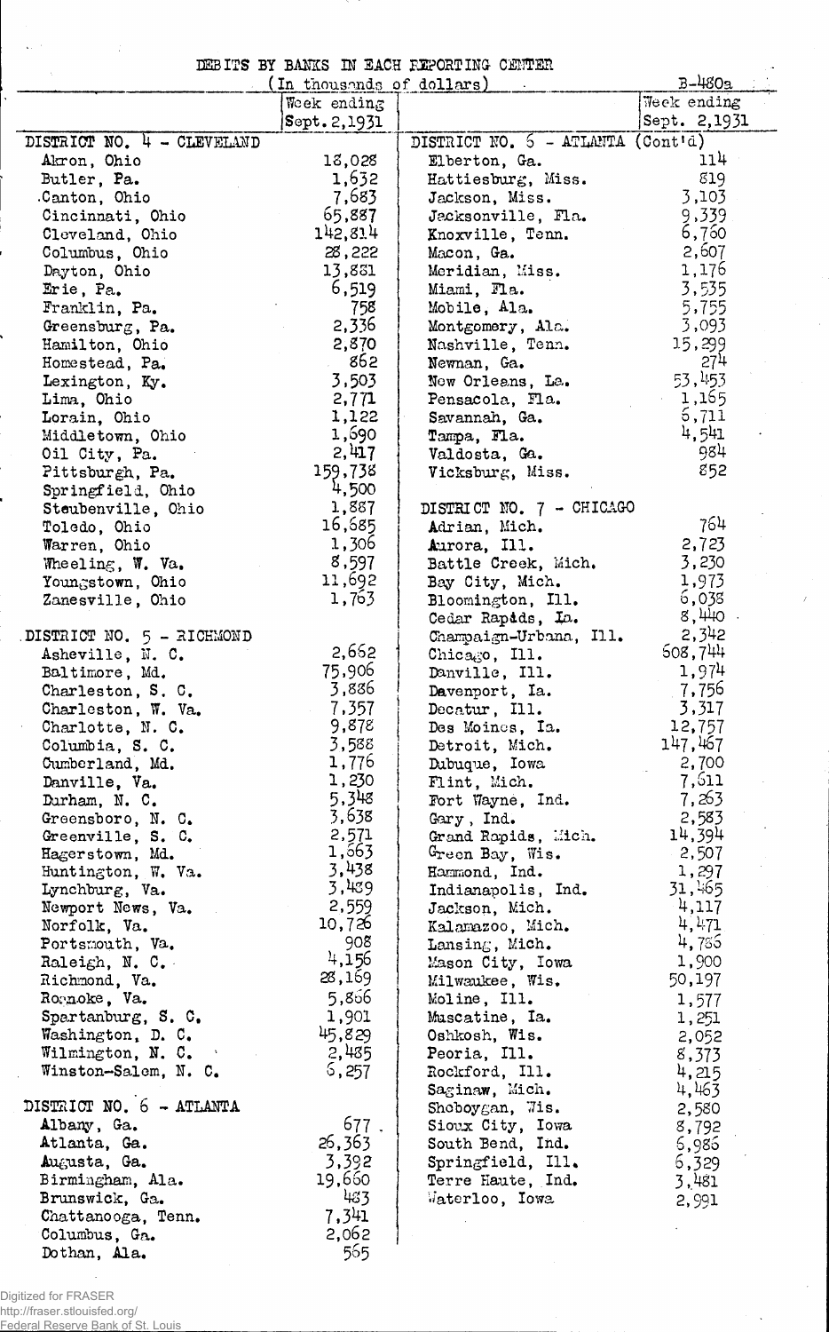DEBITS BY BANKS IN EACH REPORTING CENTER

(In thousands of dollars)

B-480a

| | Week ending Sept. 2, 1931 | | Week ending Sept. 2, 1931 |
|---|---|---|---|
| DISTRICT NO. 4 - CLEVELAND | | DISTRICT NO. 6 - ATLANTA (Cont'd) | |
| Akron, Ohio | 18,028 | Elberton, Ga. | 114 |
| Butler, Pa. | 1,632 | Hattiesburg, Miss. | 819 |
| Canton, Ohio | 7,683 | Jackson, Miss. | 3,103 |
| Cincinnati, Ohio | 65,887 | Jacksonville, Fla. | 9,339 |
| Cleveland, Ohio | 142,814 | Knoxville, Tenn. | 6,760 |
| Columbus, Ohio | 28,222 | Macon, Ga. | 2,607 |
| Dayton, Ohio | 13,881 | Meridian, Miss. | 1,176 |
| Erie, Pa. | 6,519 | Miami, Fla. | 3,535 |
| Franklin, Pa. | 758 | Mobile, Ala. | 5,755 |
| Greensburg, Pa. | 2,336 | Montgomery, Ala. | 3,093 |
| Hamilton, Ohio | 2,870 | Nashville, Tenn. | 15,299 |
| Homestead, Pa. | 862 | Newnan, Ga. | 274 |
| Lexington, Ky. | 3,503 | New Orleans, La. | 53,453 |
| Lima, Ohio | 2,771 | Pensacola, Fla. | 1,165 |
| Lorain, Ohio | 1,122 | Savannah, Ga. | 6,711 |
| Middletown, Ohio | 1,690 | Tampa, Fla. | 4,541 |
| Oil City, Pa. | 2,417 | Valdosta, Ga. | 984 |
| Pittsburgh, Pa. | 159,738 | Vicksburg, Miss. | 852 |
| Springfield, Ohio | 4,500 | | |
| Steubenville, Ohio | 1,887 | DISTRICT NO. 7 - CHICAGO | |
| Toledo, Ohio | 16,685 | Adrian, Mich. | 764 |
| Warren, Ohio | 1,306 | Aurora, Ill. | 2,723 |
| Wheeling, W. Va. | 8,597 | Battle Creek, Mich. | 3,230 |
| Youngstown, Ohio | 11,692 | Bay City, Mich. | 1,973 |
| Zanesville, Ohio | 1,763 | Bloomington, Ill. | 6,038 |
| | | Cedar Rapids, Ia. | 8,440 |
| DISTRICT NO. 5 - RICHMOND | | Champaign-Urbana, Ill. | 2,342 |
| Asheville, N. C. | 2,662 | Chicago, Ill. | 608,744 |
| Baltimore, Md. | 75,906 | Danville, Ill. | 1,974 |
| Charleston, S. C. | 3,886 | Davenport, Ia. | 7,756 |
| Charleston, W. Va. | 7,357 | Decatur, Ill. | 3,317 |
| Charlotte, N. C. | 9,878 | Des Moines, Ia. | 12,757 |
| Columbia, S. C. | 3,588 | Detroit, Mich. | 147,467 |
| Cumberland, Md. | 1,776 | Dubuque, Iowa | 2,700 |
| Danville, Va. | 1,230 | Flint, Mich. | 7,611 |
| Durham, N. C. | 5,348 | Fort Wayne, Ind. | 7,263 |
| Greensboro, N. C. | 3,638 | Gary, Ind. | 2,583 |
| Greenville, S. C. | 2,571 | Grand Rapids, Mich. | 14,394 |
| Hagerstown, Md. | 1,663 | Green Bay, Wis. | 2,507 |
| Huntington, W. Va. | 3,438 | Hammond, Ind. | 1,297 |
| Lynchburg, Va. | 3,489 | Indianapolis, Ind. | 31,465 |
| Newport News, Va. | 2,559 | Jackson, Mich. | 4,117 |
| Norfolk, Va. | 10,726 | Kalamazoo, Mich. | 4,471 |
| Portsmouth, Va. | 908 | Lansing, Mich. | 4,786 |
| Raleigh, N. C. | 4,156 | Mason City, Iowa | 1,900 |
| Richmond, Va. | 28,169 | Milwaukee, Wis. | 50,197 |
| Roanoke, Va. | 5,866 | Moline, Ill. | 1,577 |
| Spartanburg, S. C. | 1,901 | Muscatine, Ia. | 1,251 |
| Washington, D. C. | 45,829 | Oshkosh, Wis. | 2,052 |
| Wilmington, N. C. | 2,485 | Peoria, Ill. | 8,373 |
| Winston-Salem, N. C. | 6,257 | Rockford, Ill. | 4,215 |
| | | Saginaw, Mich. | 4,463 |
| DISTRICT NO. 6 - ATLANTA | | Sheboygan, Wis. | 2,580 |
| Albany, Ga. | 677 | Sioux City, Iowa | 8,792 |
| Atlanta, Ga. | 26,363 | South Bend, Ind. | 6,986 |
| Augusta, Ga. | 3,392 | Springfield, Ill. | 6,329 |
| Birmingham, Ala. | 19,660 | Terre Haute, Ind. | 3,481 |
| Brunswick, Ga. | 483 | Waterloo, Iowa | 2,991 |
| Chattanooga, Tenn. | 7,341 | | |
| Columbus, Ga. | 2,062 | | |
| Dothan, Ala. | 565 | | |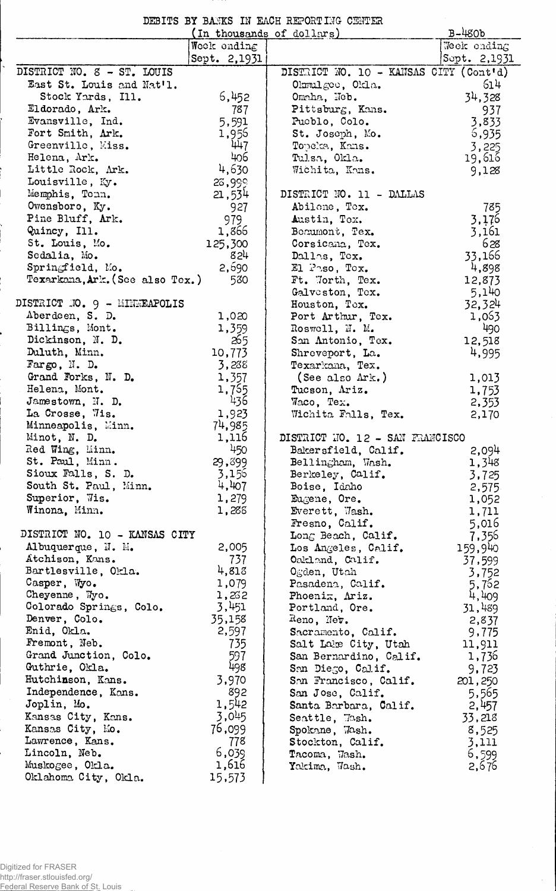DEBITS BY BANKS IN EACH REPORTING CENTER

(In thousands of dollars)

B-480b

| | Week ending Sept. 2,1931 | | Week ending Sept. 2,1931 |
|---|---|---|---|
| DISTRICT NO. 8 - ST. LOUIS | | DISTRICT NO. 10 - KANSAS CITY (Cont'd) | |
| East St. Louis and Nat'l. Stock Yards, Ill. | 6,452 | Okmulgee, Okla. | 614 |
| Eldorado, Ark. | 787 | Omaha, Neb. | 34,328 |
| Evansville, Ind. | 5,591 | Pittsburg, Kans. | 937 |
| Fort Smith, Ark. | 1,956 | Pueblo, Colo. | 3,833 |
| Greenville, Miss. | 447 | St. Joseph, Mo. | 6,935 |
| Helena, Ark. | 406 | Topeka, Kans. | 3,225 |
| Little Rock, Ark. | 4,630 | Tulsa, Okla. | 19,616 |
| Louisville, Ky. | 28,999 | Wichita, Kans. | 9,128 |
| Memphis, Tenn. | 21,534 | | |
| Owensboro, Ky. | 927 | DISTRICT NO. 11 - DALLAS | |
| Pine Bluff, Ark. | 979 | Abilene, Tex. | 785 |
| Quincy, Ill. | 1,866 | Austin, Tex. | 3,176 |
| St. Louis, Mo. | 125,300 | Beaumont, Tex. | 3,161 |
| Sedalia, Mo. | 824 | Corsicana, Tex. | 628 |
| Springfield, Mo. | 2,690 | Dallas, Tex. | 33,166 |
| Texarkana, Ark. (See also Tex.) | 580 | El Paso, Tex. | 4,898 |
| | | Ft. Worth, Tex. | 12,873 |
| DISTRICT NO. 9 - MINNEAPOLIS | | Galveston, Tex. | 5,140 |
| Aberdeen, S. D. | 1,020 | Houston, Tex. | 32,324 |
| Billings, Mont. | 1,359 | Port Arthur, Tex. | 1,063 |
| Dickinson, N. D. | 265 | Roswell, N. M. | 490 |
| Duluth, Minn. | 10,773 | San Antonio, Tex. | 12,518 |
| Fargo, N. D. | 3,288 | Shreveport, La. | 4,995 |
| Grand Forks, N. D. | 1,357 | Texarkana, Tex. (See also Ark.) | 1,013 |
| Helena, Mont. | 1,765 | Tucson, Ariz. | 1,753 |
| Jamestown, N. D. | 436 | Waco, Tex. | 2,353 |
| La Crosse, Wis. | 1,923 | Wichita Falls, Tex. | 2,170 |
| Minneapolis, Minn. | 74,985 | | |
| Minot, N. D. | 1,116 | DISTRICT NO. 12 - SAN FRANCISCO | |
| Red Wing, Minn. | 450 | Bakersfield, Calif. | 2,094 |
| St. Paul, Minn. | 29,899 | Bellingham, Wash. | 1,348 |
| Sioux Falls, S. D. | 3,156 | Berkeley, Calif. | 3,725 |
| South St. Paul, Minn. | 4,407 | Boise, Idaho | 2,575 |
| Superior, Wis. | 1,279 | Eugene, Ore. | 1,052 |
| Winona, Minn. | 1,288 | Everett, Wash. | 1,711 |
| | | Fresno, Calif. | 5,016 |
| DISTRICT NO. 10 - KANSAS CITY | | Long Beach, Calif. | 7,356 |
| Albuquerque, N. M. | 2,005 | Los Angeles, Calif. | 159,940 |
| Atchison, Kans. | 737 | Oakland, Calif. | 37,599 |
| Bartlesville, Okla. | 4,818 | Ogden, Utah | 3,752 |
| Casper, Wyo. | 1,079 | Pasadena, Calif. | 5,762 |
| Cheyenne, Wyo. | 1,282 | Phoenix, Ariz. | 4,409 |
| Colorado Springs, Colo. | 3,451 | Portland, Ore. | 31,489 |
| Denver, Colo. | 35,158 | Reno, Nev. | 2,837 |
| Enid, Okla. | 2,597 | Sacramento, Calif. | 9,775 |
| Fremont, Neb. | 735 | Salt Lake City, Utah | 11,911 |
| Grand Junction, Colo. | 597 | San Bernardino, Calif. | 1,736 |
| Guthrie, Okla. | 498 | San Diego, Calif. | 9,723 |
| Hutchinson, Kans. | 3,970 | San Francisco, Calif. | 201,250 |
| Independence, Kans. | 892 | San Jose, Calif. | 5,565 |
| Joplin, Mo. | 1,542 | Santa Barbara, Calif. | 2,457 |
| Kansas City, Kans. | 3,045 | Seattle, Wash. | 33,218 |
| Kansas City, Mo. | 76,099 | Spokane, Wash. | 8,525 |
| Lawrence, Kans. | 778 | Stockton, Calif. | 3,111 |
| Lincoln, Neb. | 6,039 | Tacoma, Wash. | 6,599 |
| Muskogee, Okla. | 1,616 | Yakima, Wash. | 2,676 |
| Oklahoma City, Okla. | 15,573 | | |